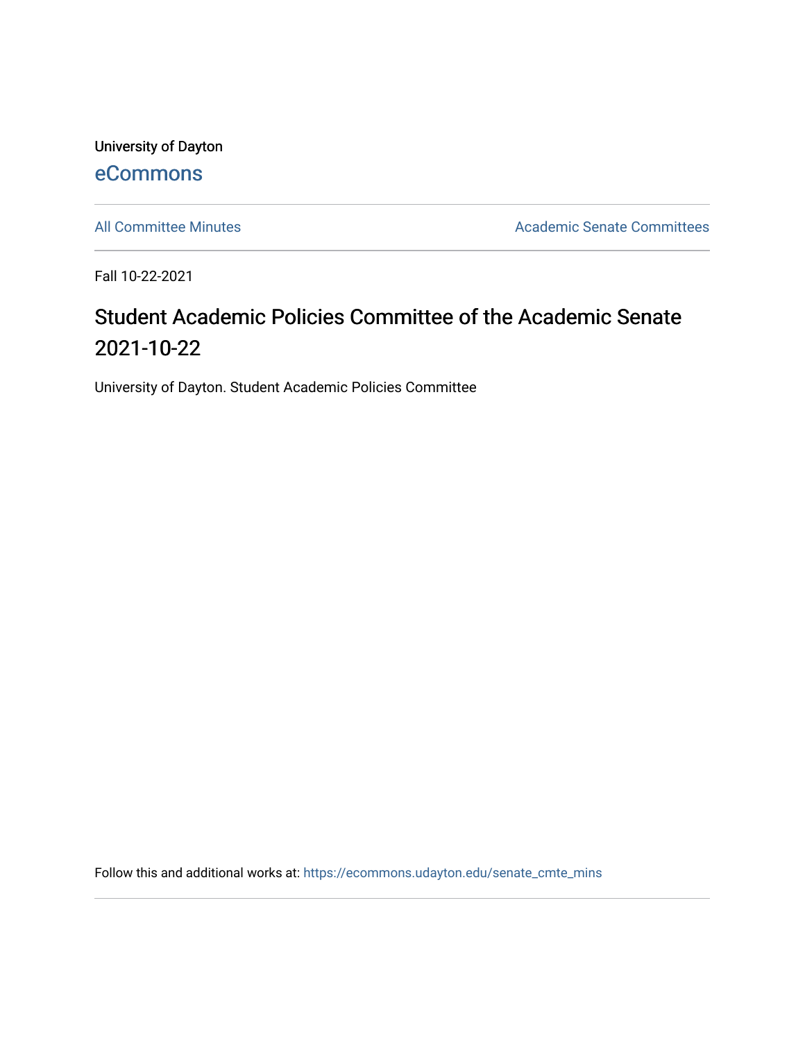University of Dayton

eCommons

All Committee Minutes

Academic Senate Committees

Fall 10-22-2021

# Student Academic Policies Committee of the Academic Senate 2021-10-22

University of Dayton. Student Academic Policies Committee

Follow this and additional works at: https://ecommons.udayton.edu/senate_cmte_mins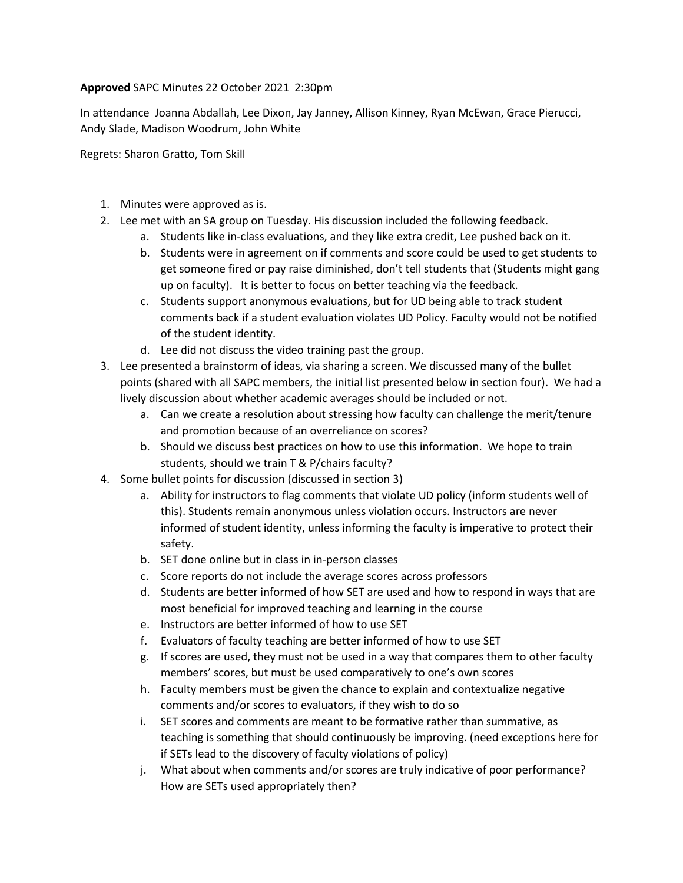**Approved** SAPC Minutes 22 October 2021 2:30pm

In attendance Joanna Abdallah, Lee Dixon, Jay Janney, Allison Kinney, Ryan McEwan, Grace Pierucci, Andy Slade, Madison Woodrum, John White

Regrets: Sharon Gratto, Tom Skill

1. Minutes were approved as is.
2. Lee met with an SA group on Tuesday. His discussion included the following feedback.
    a. Students like in-class evaluations, and they like extra credit, Lee pushed back on it.
    b. Students were in agreement on if comments and score could be used to get students to get someone fired or pay raise diminished, don't tell students that (Students might gang up on faculty). It is better to focus on better teaching via the feedback.
    c. Students support anonymous evaluations, but for UD being able to track student comments back if a student evaluation violates UD Policy. Faculty would not be notified of the student identity.
    d. Lee did not discuss the video training past the group.
3. Lee presented a brainstorm of ideas, via sharing a screen. We discussed many of the bullet points (shared with all SAPC members, the initial list presented below in section four). We had a lively discussion about whether academic averages should be included or not.
    a. Can we create a resolution about stressing how faculty can challenge the merit/tenure and promotion because of an overreliance on scores?
    b. Should we discuss best practices on how to use this information. We hope to train students, should we train T & P/chairs faculty?
4. Some bullet points for discussion (discussed in section 3)
    a. Ability for instructors to flag comments that violate UD policy (inform students well of this). Students remain anonymous unless violation occurs. Instructors are never informed of student identity, unless informing the faculty is imperative to protect their safety.
    b. SET done online but in class in in-person classes
    c. Score reports do not include the average scores across professors
    d. Students are better informed of how SET are used and how to respond in ways that are most beneficial for improved teaching and learning in the course
    e. Instructors are better informed of how to use SET
    f. Evaluators of faculty teaching are better informed of how to use SET
    g. If scores are used, they must not be used in a way that compares them to other faculty members' scores, but must be used comparatively to one's own scores
    h. Faculty members must be given the chance to explain and contextualize negative comments and/or scores to evaluators, if they wish to do so
    i. SET scores and comments are meant to be formative rather than summative, as teaching is something that should continuously be improving. (need exceptions here for if SETs lead to the discovery of faculty violations of policy)
    j. What about when comments and/or scores are truly indicative of poor performance? How are SETs used appropriately then?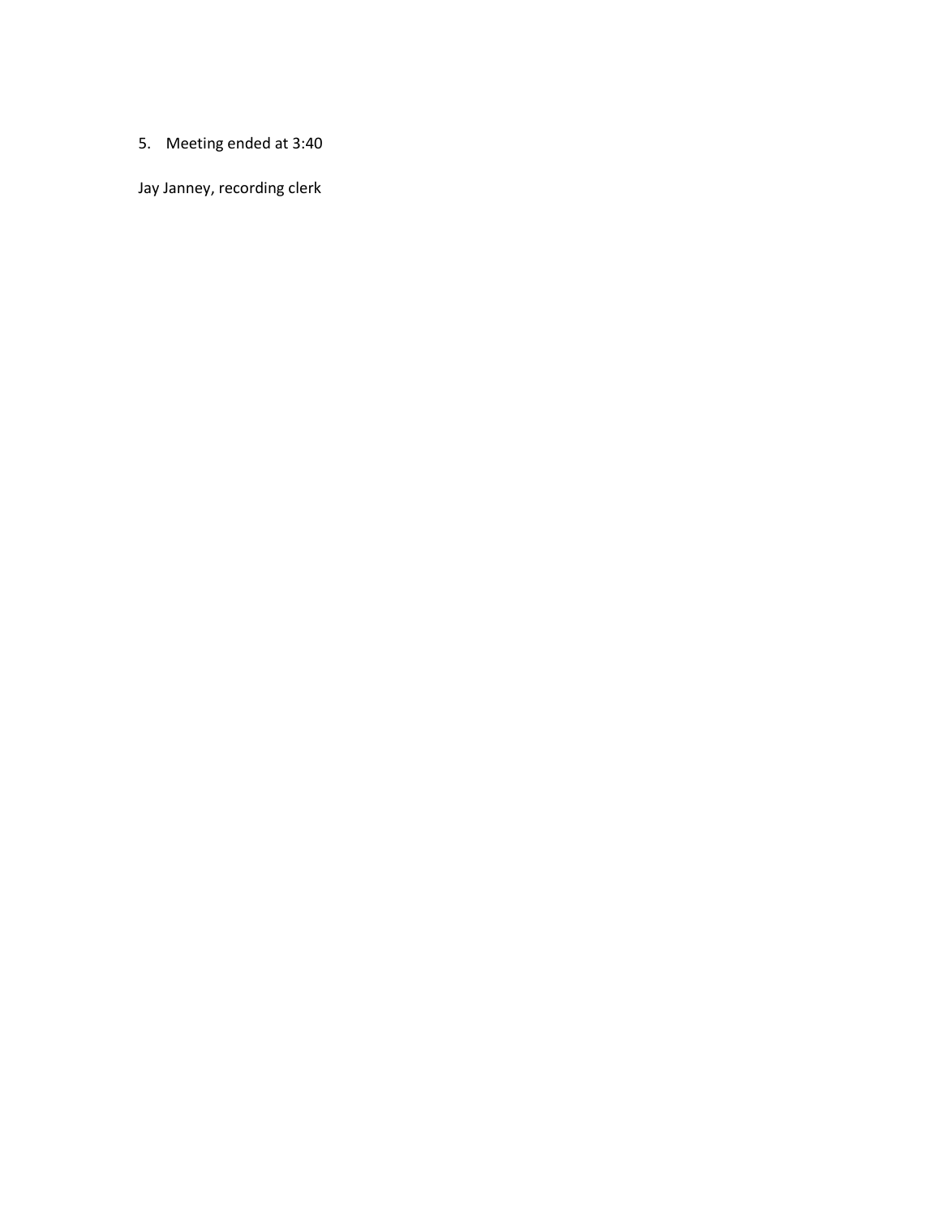5. Meeting ended at 3:40

Jay Janney, recording clerk